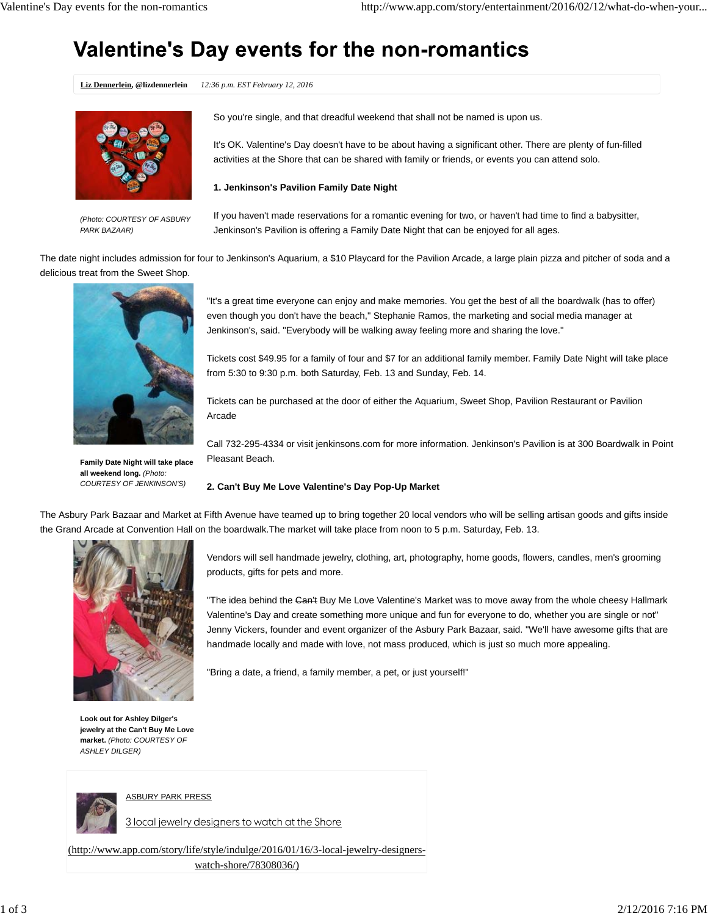# Valentine's Day events for the non-romantics

**Liz Dennerlein, @lizdennerlein** *12:36 p.m. EST February 12, 2016*

*(Photo: COURTESY OF ASBURY PARK BAZAAR)*

So you're single, and that dreadful weekend that shall not be named is upon us.

It's OK. Valentine's Day doesn't have to be about having a significant other. There are plenty of fun-filled activities at the Shore that can be shared with family or friends, or events you can attend solo.

**1. Jenkinson's Pavilion Family Date Night**

If you haven't made reservations for a romantic evening for two, or haven't had time to find a babysitter, Jenkinson's Pavilion is offering a Family Date Night that can be enjoyed for all ages.

The date night includes admission for four to Jenkinson's Aquarium, a $10 Playcard for the Pavilion Arcade, a large plain pizza and pitcher of soda and a delicious treat from the Sweet Shop.

**Family Date Night will take place all weekend long.** *(Photo: COURTESY OF JENKINSON'S)*

"It's a great time everyone can enjoy and make memories. You get the best of all the boardwalk (has to offer) even though you don't have the beach," Stephanie Ramos, the marketing and social media manager at Jenkinson's, said. "Everybody will be walking away feeling more and sharing the love."

Tickets cost $49.95 for a family of four and $7 for an additional family member. Family Date Night will take place from 5:30 to 9:30 p.m. both Saturday, Feb. 13 and Sunday, Feb. 14.

Tickets can be purchased at the door of either the Aquarium, Sweet Shop, Pavilion Restaurant or Pavilion Arcade

Call 732-295-4334 or visit jenkinsons.com for more information. Jenkinson's Pavilion is at 300 Boardwalk in Point Pleasant Beach.

**2. Can't Buy Me Love Valentine's Day Pop-Up Market**

The Asbury Park Bazaar and Market at Fifth Avenue have teamed up to bring together 20 local vendors who will be selling artisan goods and gifts inside the Grand Arcade at Convention Hall on the boardwalk.The market will take place from noon to 5 p.m. Saturday, Feb. 13.

**Look out for Ashley Dilger's jewelry at the Can't Buy Me Love market.** *(Photo: COURTESY OF ASHLEY DILGER)*

Vendors will sell handmade jewelry, clothing, art, photography, home goods, flowers, candles, men's grooming products, gifts for pets and more.

"The idea behind the ~~Can't~~ Buy Me Love Valentine's Market was to move away from the whole cheesy Hallmark Valentine's Day and create something more unique and fun for everyone to do, whether you are single or not" Jenny Vickers, founder and event organizer of the Asbury Park Bazaar, said. "We'll have awesome gifts that are handmade locally and made with love, not mass produced, which is just so much more appealing.

"Bring a date, a friend, a family member, a pet, or just yourself!"

ASBURY PARK PRESS

3 local jewelry designers to watch at the Shore

(http://www.app.com/story/life/style/indulge/2016/01/16/3-local-jewelry-designers-watch-shore/78308036/)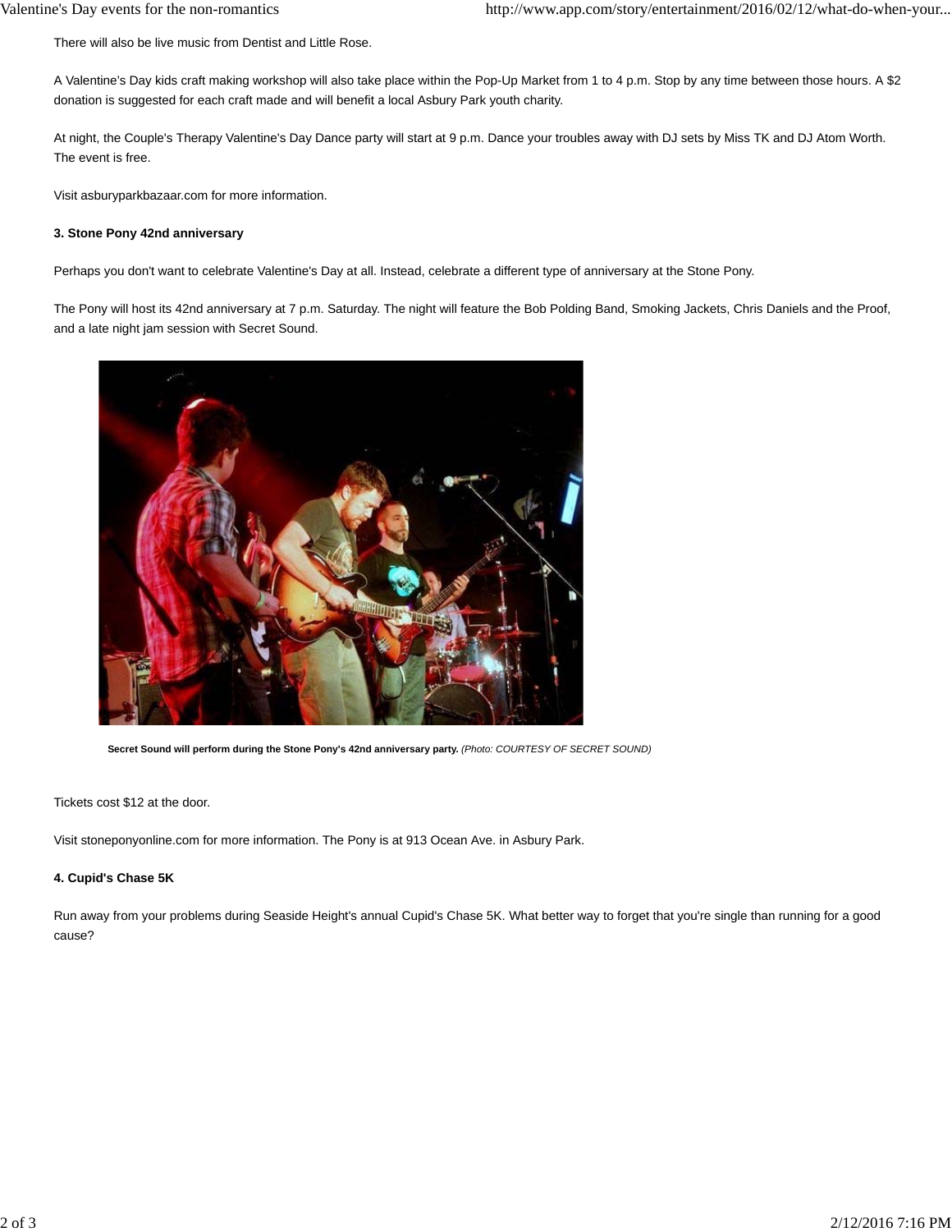There will also be live music from Dentist and Little Rose.

A Valentine's Day kids craft making workshop will also take place within the Pop-Up Market from 1 to 4 p.m. Stop by any time between those hours. A $2 donation is suggested for each craft made and will benefit a local Asbury Park youth charity.

At night, the Couple's Therapy Valentine's Day Dance party will start at 9 p.m. Dance your troubles away with DJ sets by Miss TK and DJ Atom Worth. The event is free.

Visit asburyparkbazaar.com for more information.

**3. Stone Pony 42nd anniversary**

Perhaps you don't want to celebrate Valentine's Day at all. Instead, celebrate a different type of anniversary at the Stone Pony.

The Pony will host its 42nd anniversary at 7 p.m. Saturday. The night will feature the Bob Polding Band, Smoking Jackets, Chris Daniels and the Proof, and a late night jam session with Secret Sound.

**Secret Sound will perform during the Stone Pony's 42nd anniversary party.** *(Photo: COURTESY OF SECRET SOUND)*

Tickets cost $12 at the door.

Visit stoneponyonline.com for more information. The Pony is at 913 Ocean Ave. in Asbury Park.

**4. Cupid's Chase 5K**

Run away from your problems during Seaside Height's annual Cupid's Chase 5K. What better way to forget that you're single than running for a good cause?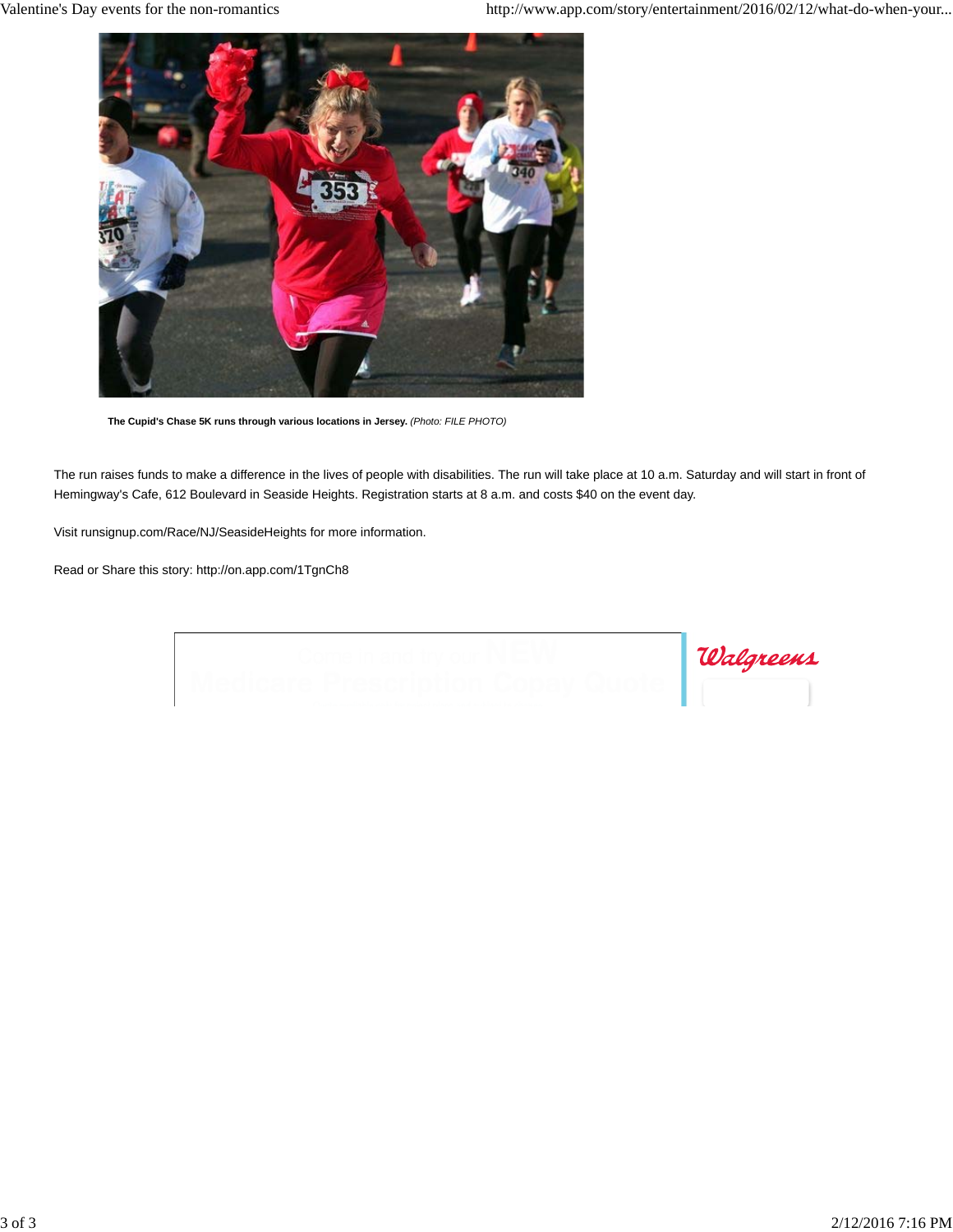**The Cupid's Chase 5K runs through various locations in Jersey.** *(Photo: FILE PHOTO)*

The run raises funds to make a difference in the lives of people with disabilities. The run will take place at 10 a.m. Saturday and will start in front of Hemingway's Cafe, 612 Boulevard in Seaside Heights. Registration starts at 8 a.m. and costs $40 on the event day.

Visit runsignup.com/Race/NJ/SeasideHeights for more information.

Read or Share this story: http://on.app.com/1TgnCh8